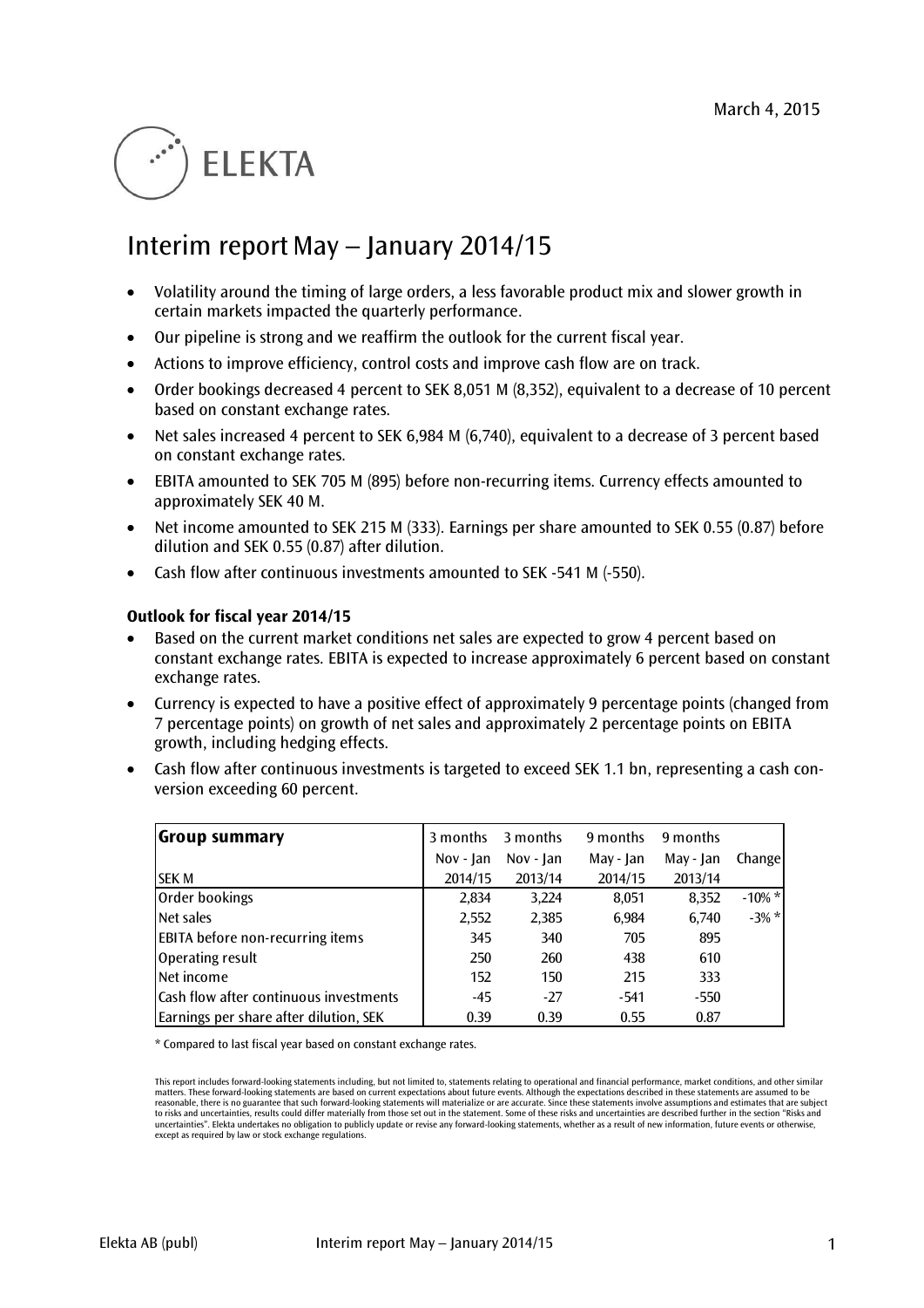March 4, 2015

ELEKTA

# Interim report May – January 2014/15

- Volatility around the timing of large orders, a less favorable product mix and slower growth in certain markets impacted the quarterly performance.
- Our pipeline is strong and we reaffirm the outlook for the current fiscal year.
- Actions to improve efficiency, control costs and improve cash flow are on track.
- Order bookings decreased 4 percent to SEK 8,051 M (8,352), equivalent to a decrease of 10 percent based on constant exchange rates.
- Net sales increased 4 percent to SEK 6,984 M (6,740), equivalent to a decrease of 3 percent based on constant exchange rates.
- EBITA amounted to SEK 705 M (895) before non-recurring items. Currency effects amounted to approximately SEK 40 M.
- Net income amounted to SEK 215 M (333). Earnings per share amounted to SEK 0.55 (0.87) before dilution and SEK 0.55 (0.87) after dilution.
- Cash flow after continuous investments amounted to SEK -541 M (-550).

**Outlook for fiscal year 2014/15**

- Based on the current market conditions net sales are expected to grow 4 percent based on constant exchange rates. EBITA is expected to increase approximately 6 percent based on constant exchange rates.
- Currency is expected to have a positive effect of approximately 9 percentage points (changed from 7 percentage points) on growth of net sales and approximately 2 percentage points on EBITA growth, including hedging effects.
- Cash flow after continuous investments is targeted to exceed SEK 1.1 bn, representing a cash conversion exceeding 60 percent.

| **Group summary** | 3 months | 3 months | 9 months | 9 months | |
|---|---|---|---|---|---|
| | Nov - Jan | Nov - Jan | May - Jan | May - Jan | Change |
| SEK M | 2014/15 | 2013/14 | 2014/15 | 2013/14 | |
| Order bookings | 2,834 | 3,224 | 8,051 | 8,352 | -10% * |
| Net sales | 2,552 | 2,385 | 6,984 | 6,740 | -3% * |
| EBITA before non-recurring items | 345 | 340 | 705 | 895 | |
| Operating result | 250 | 260 | 438 | 610 | |
| Net income | 152 | 150 | 215 | 333 | |
| Cash flow after continuous investments | -45 | -27 | -541 | -550 | |
| Earnings per share after dilution, SEK | 0.39 | 0.39 | 0.55 | 0.87 | |

\* Compared to last fiscal year based on constant exchange rates.

This report includes forward-looking statements including, but not limited to, statements relating to operational and financial performance, market conditions, and other similar matters. These forward-looking statements are based on current expectations about future events. Although the expectations described in these statements are assumed to be reasonable, there is no guarantee that such forward-looking statements will materialize or are accurate. Since these statements involve assumptions and estimates that are subject to risks and uncertainties, results could differ materially from those set out in the statement. Some of these risks and uncertainties are described further in the section "Risks and uncertainties". Elekta undertakes no obligation to publicly update or revise any forward-looking statements, whether as a result of new information, future events or otherwise, except as required by law or stock exchange regulations.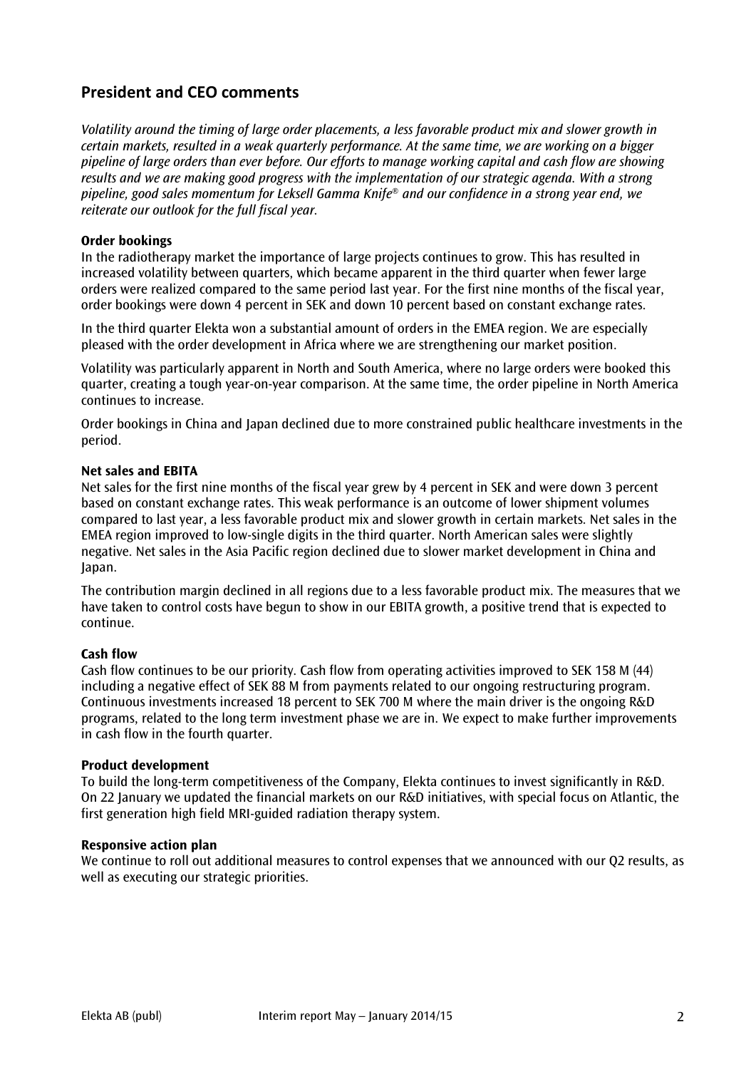## President and CEO comments

*Volatility around the timing of large order placements, a less favorable product mix and slower growth in certain markets, resulted in a weak quarterly performance. At the same time, we are working on a bigger pipeline of large orders than ever before. Our efforts to manage working capital and cash flow are showing results and we are making good progress with the implementation of our strategic agenda. With a strong pipeline, good sales momentum for Leksell Gamma Knife® and our confidence in a strong year end, we reiterate our outlook for the full fiscal year.*

**Order bookings**

In the radiotherapy market the importance of large projects continues to grow. This has resulted in increased volatility between quarters, which became apparent in the third quarter when fewer large orders were realized compared to the same period last year. For the first nine months of the fiscal year, order bookings were down 4 percent in SEK and down 10 percent based on constant exchange rates.

In the third quarter Elekta won a substantial amount of orders in the EMEA region. We are especially pleased with the order development in Africa where we are strengthening our market position.

Volatility was particularly apparent in North and South America, where no large orders were booked this quarter, creating a tough year-on-year comparison. At the same time, the order pipeline in North America continues to increase.

Order bookings in China and Japan declined due to more constrained public healthcare investments in the period.

**Net sales and EBITA**

Net sales for the first nine months of the fiscal year grew by 4 percent in SEK and were down 3 percent based on constant exchange rates. This weak performance is an outcome of lower shipment volumes compared to last year, a less favorable product mix and slower growth in certain markets. Net sales in the EMEA region improved to low-single digits in the third quarter. North American sales were slightly negative. Net sales in the Asia Pacific region declined due to slower market development in China and Japan.

The contribution margin declined in all regions due to a less favorable product mix. The measures that we have taken to control costs have begun to show in our EBITA growth, a positive trend that is expected to continue.

**Cash flow**

Cash flow continues to be our priority. Cash flow from operating activities improved to SEK 158 M (44) including a negative effect of SEK 88 M from payments related to our ongoing restructuring program. Continuous investments increased 18 percent to SEK 700 M where the main driver is the ongoing R&D programs, related to the long term investment phase we are in. We expect to make further improvements in cash flow in the fourth quarter.

**Product development**

To build the long-term competitiveness of the Company, Elekta continues to invest significantly in R&D. On 22 January we updated the financial markets on our R&D initiatives, with special focus on Atlantic, the first generation high field MRI-guided radiation therapy system.

**Responsive action plan**

We continue to roll out additional measures to control expenses that we announced with our Q2 results, as well as executing our strategic priorities.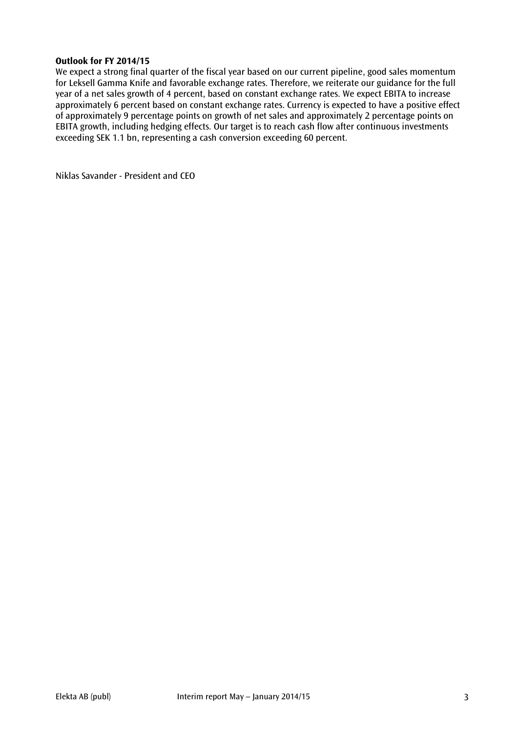**Outlook for FY 2014/15**

We expect a strong final quarter of the fiscal year based on our current pipeline, good sales momentum for Leksell Gamma Knife and favorable exchange rates. Therefore, we reiterate our guidance for the full year of a net sales growth of 4 percent, based on constant exchange rates. We expect EBITA to increase approximately 6 percent based on constant exchange rates. Currency is expected to have a positive effect of approximately 9 percentage points on growth of net sales and approximately 2 percentage points on EBITA growth, including hedging effects. Our target is to reach cash flow after continuous investments exceeding SEK 1.1 bn, representing a cash conversion exceeding 60 percent.

Niklas Savander - President and CEO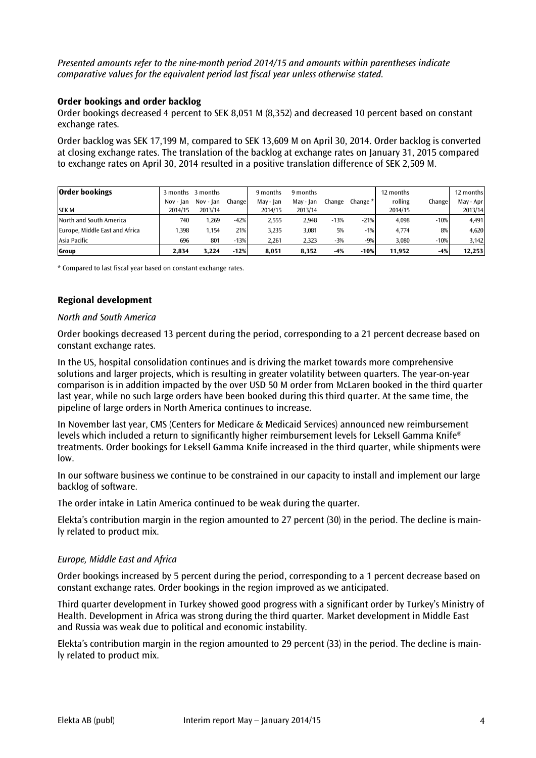*Presented amounts refer to the nine-month period 2014/15 and amounts within parentheses indicate comparative values for the equivalent period last fiscal year unless otherwise stated.*

**Order bookings and order backlog**

Order bookings decreased 4 percent to SEK 8,051 M (8,352) and decreased 10 percent based on constant exchange rates.

Order backlog was SEK 17,199 M, compared to SEK 13,609 M on April 30, 2014. Order backlog is converted at closing exchange rates. The translation of the backlog at exchange rates on January 31, 2015 compared to exchange rates on April 30, 2014 resulted in a positive translation difference of SEK 2,509 M.

| Order bookings | 3 months | 3 months | | 9 months | 9 months | | | 12 months | | 12 months |
|---|---|---|---|---|---|---|---|---|---|---|
| | Nov - Jan | Nov - Jan | Change | May - Jan | May - Jan | Change | Change * | rolling | Change | May - Apr |
| SEK M | 2014/15 | 2013/14 | | 2014/15 | 2013/14 | | | 2014/15 | | 2013/14 |
| North and South America | 740 | 1,269 | -42% | 2,555 | 2,948 | -13% | -21% | 4,098 | -10% | 4,491 |
| Europe, Middle East and Africa | 1,398 | 1,154 | 21% | 3,235 | 3,081 | 5% | -1% | 4,774 | 8% | 4,620 |
| Asia Pacific | 696 | 801 | -13% | 2,261 | 2,323 | -3% | -9% | 3,080 | -10% | 3,142 |
| **Group** | **2,834** | **3,224** | **-12%** | **8,051** | **8,352** | **-4%** | **-10%** | **11,952** | **-4%** | **12,253** |

\* Compared to last fiscal year based on constant exchange rates.

**Regional development**

*North and South America*

Order bookings decreased 13 percent during the period, corresponding to a 21 percent decrease based on constant exchange rates.

In the US, hospital consolidation continues and is driving the market towards more comprehensive solutions and larger projects, which is resulting in greater volatility between quarters. The year-on-year comparison is in addition impacted by the over USD 50 M order from McLaren booked in the third quarter last year, while no such large orders have been booked during this third quarter. At the same time, the pipeline of large orders in North America continues to increase.

In November last year, CMS (Centers for Medicare & Medicaid Services) announced new reimbursement levels which included a return to significantly higher reimbursement levels for Leksell Gamma Knife® treatments. Order bookings for Leksell Gamma Knife increased in the third quarter, while shipments were low.

In our software business we continue to be constrained in our capacity to install and implement our large backlog of software.

The order intake in Latin America continued to be weak during the quarter.

Elekta's contribution margin in the region amounted to 27 percent (30) in the period. The decline is mainly related to product mix.

*Europe, Middle East and Africa*

Order bookings increased by 5 percent during the period, corresponding to a 1 percent decrease based on constant exchange rates. Order bookings in the region improved as we anticipated.

Third quarter development in Turkey showed good progress with a significant order by Turkey's Ministry of Health. Development in Africa was strong during the third quarter. Market development in Middle East and Russia was weak due to political and economic instability.

Elekta's contribution margin in the region amounted to 29 percent (33) in the period. The decline is mainly related to product mix.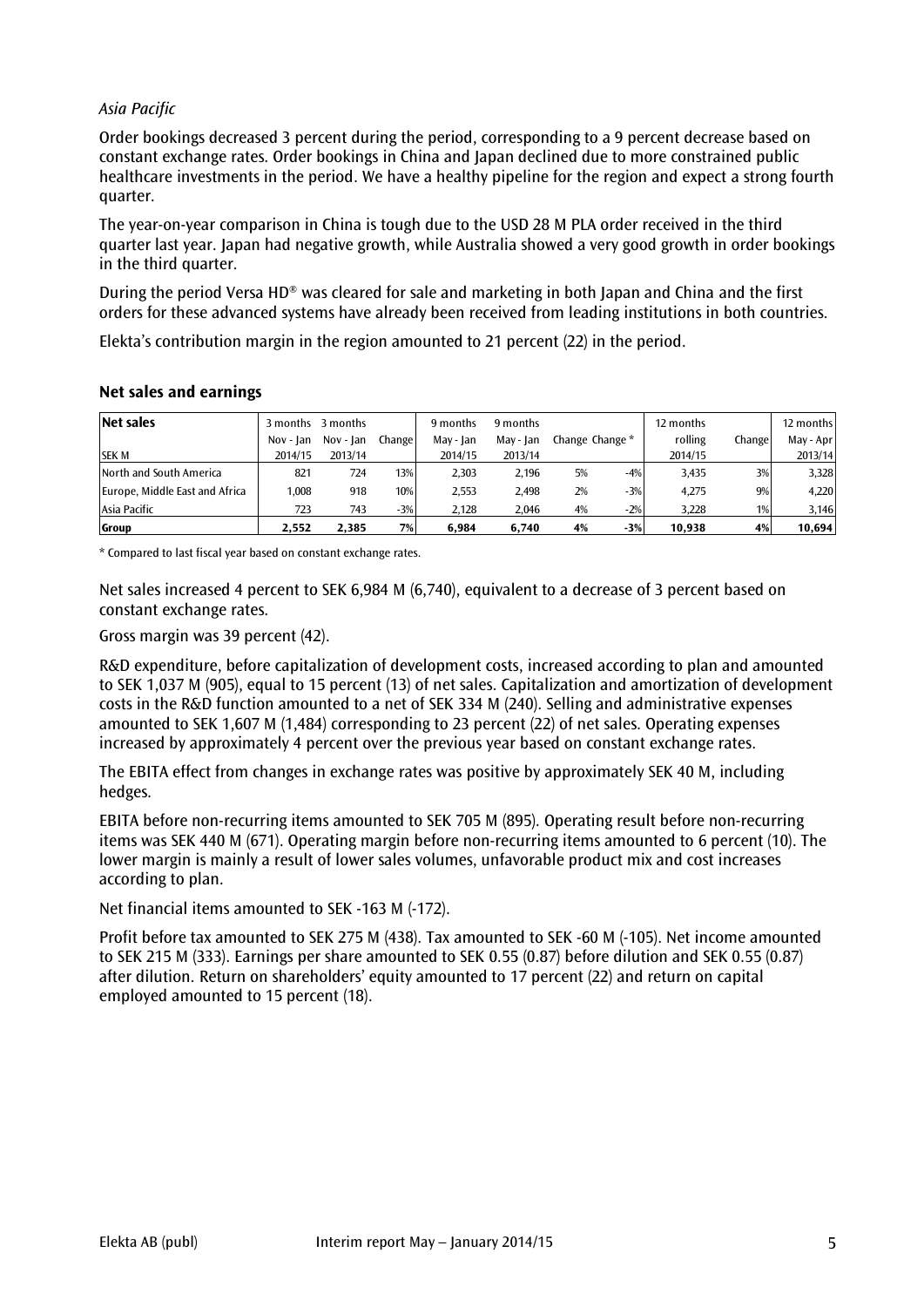*Asia Pacific*

Order bookings decreased 3 percent during the period, corresponding to a 9 percent decrease based on constant exchange rates. Order bookings in China and Japan declined due to more constrained public healthcare investments in the period. We have a healthy pipeline for the region and expect a strong fourth quarter.

The year-on-year comparison in China is tough due to the USD 28 M PLA order received in the third quarter last year. Japan had negative growth, while Australia showed a very good growth in order bookings in the third quarter.

During the period Versa HD® was cleared for sale and marketing in both Japan and China and the first orders for these advanced systems have already been received from leading institutions in both countries.

Elekta's contribution margin in the region amounted to 21 percent (22) in the period.

## Net sales and earnings

| Net sales | 3 months | 3 months | | 9 months | 9 months | | | 12 months | | 12 months |
|---|---|---|---|---|---|---|---|---|---|---|
| | Nov - Jan | Nov - Jan | Change | May - Jan | May - Jan | Change | Change * | rolling | Change | May - Apr |
| SEK M | 2014/15 | 2013/14 | | 2014/15 | 2013/14 | | | 2014/15 | | 2013/14 |
| North and South America | 821 | 724 | 13% | 2,303 | 2,196 | 5% | -4% | 3,435 | 3% | 3,328 |
| Europe, Middle East and Africa | 1,008 | 918 | 10% | 2,553 | 2,498 | 2% | -3% | 4,275 | 9% | 4,220 |
| Asia Pacific | 723 | 743 | -3% | 2,128 | 2,046 | 4% | -2% | 3,228 | 1% | 3,146 |
| **Group** | **2,552** | **2,385** | **7%** | **6,984** | **6,740** | **4%** | **-3%** | **10,938** | **4%** | **10,694** |

\* Compared to last fiscal year based on constant exchange rates.

Net sales increased 4 percent to SEK 6,984 M (6,740), equivalent to a decrease of 3 percent based on constant exchange rates.

Gross margin was 39 percent (42).

R&D expenditure, before capitalization of development costs, increased according to plan and amounted to SEK 1,037 M (905), equal to 15 percent (13) of net sales. Capitalization and amortization of development costs in the R&D function amounted to a net of SEK 334 M (240). Selling and administrative expenses amounted to SEK 1,607 M (1,484) corresponding to 23 percent (22) of net sales. Operating expenses increased by approximately 4 percent over the previous year based on constant exchange rates.

The EBITA effect from changes in exchange rates was positive by approximately SEK 40 M, including hedges.

EBITA before non-recurring items amounted to SEK 705 M (895). Operating result before non-recurring items was SEK 440 M (671). Operating margin before non-recurring items amounted to 6 percent (10). The lower margin is mainly a result of lower sales volumes, unfavorable product mix and cost increases according to plan.

Net financial items amounted to SEK -163 M (-172).

Profit before tax amounted to SEK 275 M (438). Tax amounted to SEK -60 M (-105). Net income amounted to SEK 215 M (333). Earnings per share amounted to SEK 0.55 (0.87) before dilution and SEK 0.55 (0.87) after dilution. Return on shareholders' equity amounted to 17 percent (22) and return on capital employed amounted to 15 percent (18).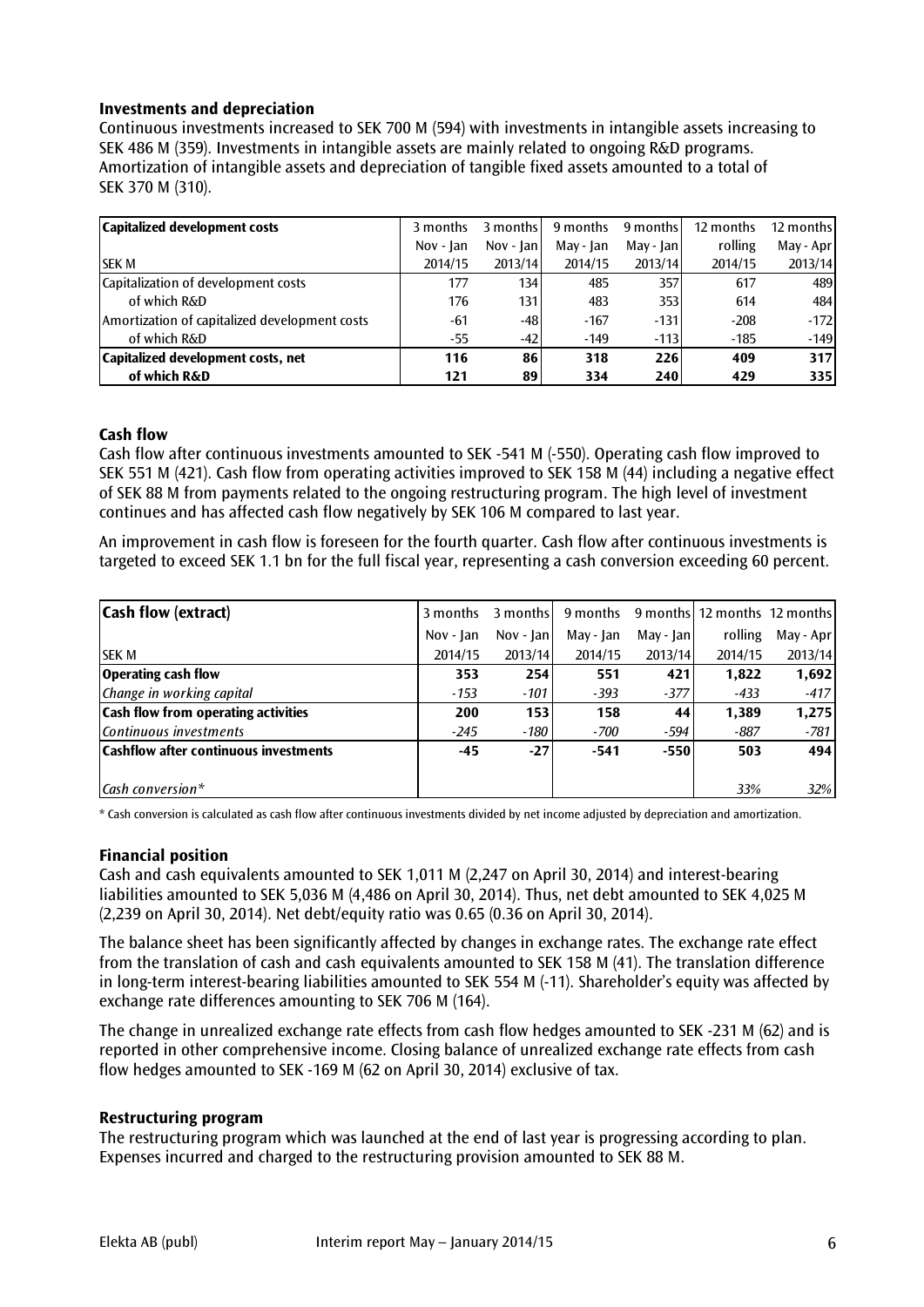### Investments and depreciation

Continuous investments increased to SEK 700 M (594) with investments in intangible assets increasing to SEK 486 M (359). Investments in intangible assets are mainly related to ongoing R&D programs. Amortization of intangible assets and depreciation of tangible fixed assets amounted to a total of SEK 370 M (310).

| **Capitalized development costs** | 3 months | 3 months | 9 months | 9 months | 12 months | 12 months |
|---|---|---|---|---|---|---|
| | Nov - Jan | Nov - Jan | May - Jan | May - Jan | rolling | May - Apr |
| SEK M | 2014/15 | 2013/14 | 2014/15 | 2013/14 | 2014/15 | 2013/14 |
| Capitalization of development costs | 177 | 134 | 485 | 357 | 617 | 489 |
| of which R&D | 176 | 131 | 483 | 353 | 614 | 484 |
| Amortization of capitalized development costs | -61 | -48 | -167 | -131 | -208 | -172 |
| of which R&D | -55 | -42 | -149 | -113 | -185 | -149 |
| **Capitalized development costs, net** | **116** | **86** | **318** | **226** | **409** | **317** |
| **of which R&D** | **121** | **89** | **334** | **240** | **429** | **335** |

### Cash flow

Cash flow after continuous investments amounted to SEK -541 M (-550). Operating cash flow improved to SEK 551 M (421). Cash flow from operating activities improved to SEK 158 M (44) including a negative effect of SEK 88 M from payments related to the ongoing restructuring program. The high level of investment continues and has affected cash flow negatively by SEK 106 M compared to last year.

An improvement in cash flow is foreseen for the fourth quarter. Cash flow after continuous investments is targeted to exceed SEK 1.1 bn for the full fiscal year, representing a cash conversion exceeding 60 percent.

| **Cash flow (extract)** | 3 months | 3 months | 9 months | 9 months | 12 months | 12 months |
|---|---|---|---|---|---|---|
| | Nov - Jan | Nov - Jan | May - Jan | May - Jan | rolling | May - Apr |
| SEK M | 2014/15 | 2013/14 | 2014/15 | 2013/14 | 2014/15 | 2013/14 |
| **Operating cash flow** | **353** | **254** | **551** | **421** | **1,822** | **1,692** |
| *Change in working capital* | *-153* | *-101* | *-393* | *-377* | *-433* | *-417* |
| **Cash flow from operating activities** | **200** | **153** | **158** | **44** | **1,389** | **1,275** |
| *Continuous investments* | *-245* | *-180* | *-700* | *-594* | *-887* | *-781* |
| **Cashflow after continuous investments** | **-45** | **-27** | **-541** | **-550** | **503** | **494** |
| *Cash conversion** | | | | | *33%* | *32%* |

\* Cash conversion is calculated as cash flow after continuous investments divided by net income adjusted by depreciation and amortization.

### Financial position

Cash and cash equivalents amounted to SEK 1,011 M (2,247 on April 30, 2014) and interest-bearing liabilities amounted to SEK 5,036 M (4,486 on April 30, 2014). Thus, net debt amounted to SEK 4,025 M (2,239 on April 30, 2014). Net debt/equity ratio was 0.65 (0.36 on April 30, 2014).

The balance sheet has been significantly affected by changes in exchange rates. The exchange rate effect from the translation of cash and cash equivalents amounted to SEK 158 M (41). The translation difference in long-term interest-bearing liabilities amounted to SEK 554 M (-11). Shareholder's equity was affected by exchange rate differences amounting to SEK 706 M (164).

The change in unrealized exchange rate effects from cash flow hedges amounted to SEK -231 M (62) and is reported in other comprehensive income. Closing balance of unrealized exchange rate effects from cash flow hedges amounted to SEK -169 M (62 on April 30, 2014) exclusive of tax.

### Restructuring program

The restructuring program which was launched at the end of last year is progressing according to plan. Expenses incurred and charged to the restructuring provision amounted to SEK 88 M.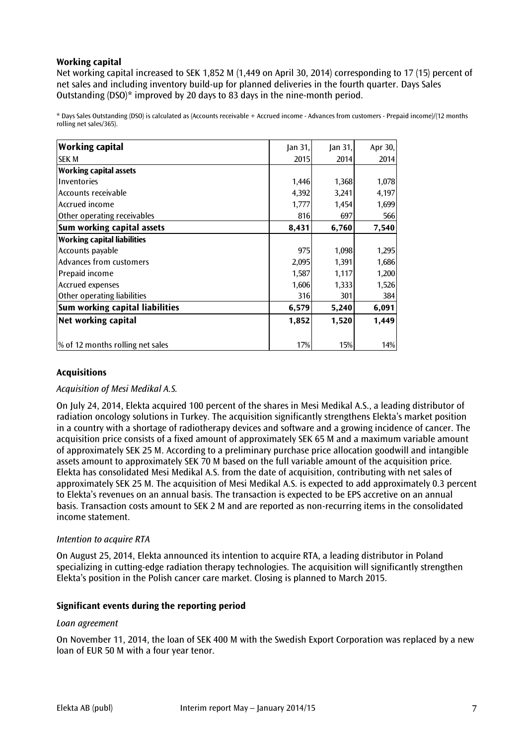**Working capital**

Net working capital increased to SEK 1,852 M (1,449 on April 30, 2014) corresponding to 17 (15) percent of net sales and including inventory build-up for planned deliveries in the fourth quarter. Days Sales Outstanding (DSO)* improved by 20 days to 83 days in the nine-month period.

\* Days Sales Outstanding (DSO) is calculated as (Accounts receivable + Accrued income - Advances from customers - Prepaid income)/(12 months rolling net sales/365).

| **Working capital** | Jan 31, | Jan 31, | Apr 30, |
|---|---|---|---|
| SEK M | 2015 | 2014 | 2014 |
| **Working capital assets** | | | |
| Inventories | 1,446 | 1,368 | 1,078 |
| Accounts receivable | 4,392 | 3,241 | 4,197 |
| Accrued income | 1,777 | 1,454 | 1,699 |
| Other operating receivables | 816 | 697 | 566 |
| **Sum working capital assets** | **8,431** | **6,760** | **7,540** |
| **Working capital liabilities** | | | |
| Accounts payable | 975 | 1,098 | 1,295 |
| Advances from customers | 2,095 | 1,391 | 1,686 |
| Prepaid income | 1,587 | 1,117 | 1,200 |
| Accrued expenses | 1,606 | 1,333 | 1,526 |
| Other operating liabilities | 316 | 301 | 384 |
| **Sum working capital liabilities** | **6,579** | **5,240** | **6,091** |
| **Net working capital** | **1,852** | **1,520** | **1,449** |
| % of 12 months rolling net sales | 17% | 15% | 14% |

**Acquisitions**

*Acquisition of Mesi Medikal A.S.*

On July 24, 2014, Elekta acquired 100 percent of the shares in Mesi Medikal A.S., a leading distributor of radiation oncology solutions in Turkey. The acquisition significantly strengthens Elekta's market position in a country with a shortage of radiotherapy devices and software and a growing incidence of cancer. The acquisition price consists of a fixed amount of approximately SEK 65 M and a maximum variable amount of approximately SEK 25 M. According to a preliminary purchase price allocation goodwill and intangible assets amount to approximately SEK 70 M based on the full variable amount of the acquisition price. Elekta has consolidated Mesi Medikal A.S. from the date of acquisition, contributing with net sales of approximately SEK 25 M. The acquisition of Mesi Medikal A.S. is expected to add approximately 0.3 percent to Elekta's revenues on an annual basis. The transaction is expected to be EPS accretive on an annual basis. Transaction costs amount to SEK 2 M and are reported as non-recurring items in the consolidated income statement.

*Intention to acquire RTA*

On August 25, 2014, Elekta announced its intention to acquire RTA, a leading distributor in Poland specializing in cutting-edge radiation therapy technologies. The acquisition will significantly strengthen Elekta's position in the Polish cancer care market. Closing is planned to March 2015.

**Significant events during the reporting period**

*Loan agreement*

On November 11, 2014, the loan of SEK 400 M with the Swedish Export Corporation was replaced by a new loan of EUR 50 M with a four year tenor.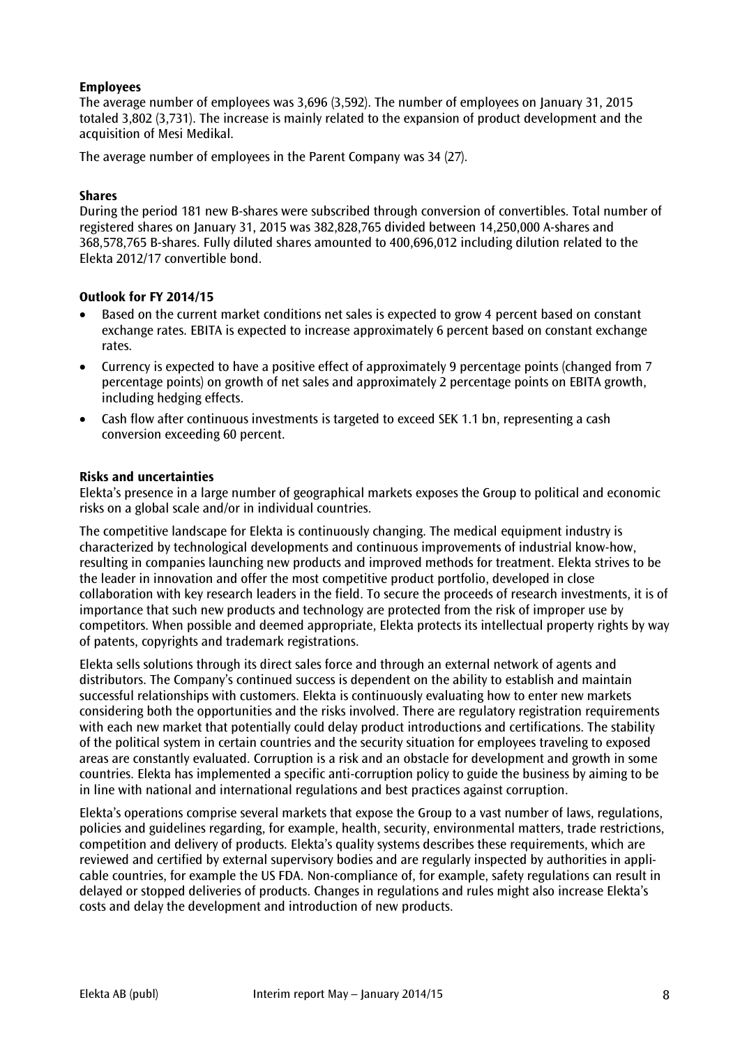**Employees**

The average number of employees was 3,696 (3,592). The number of employees on January 31, 2015 totaled 3,802 (3,731). The increase is mainly related to the expansion of product development and the acquisition of Mesi Medikal.

The average number of employees in the Parent Company was 34 (27).

**Shares**

During the period 181 new B-shares were subscribed through conversion of convertibles. Total number of registered shares on January 31, 2015 was 382,828,765 divided between 14,250,000 A-shares and 368,578,765 B-shares. Fully diluted shares amounted to 400,696,012 including dilution related to the Elekta 2012/17 convertible bond.

**Outlook for FY 2014/15**

- Based on the current market conditions net sales is expected to grow 4 percent based on constant exchange rates. EBITA is expected to increase approximately 6 percent based on constant exchange rates.
- Currency is expected to have a positive effect of approximately 9 percentage points (changed from 7 percentage points) on growth of net sales and approximately 2 percentage points on EBITA growth, including hedging effects.
- Cash flow after continuous investments is targeted to exceed SEK 1.1 bn, representing a cash conversion exceeding 60 percent.

**Risks and uncertainties**

Elekta's presence in a large number of geographical markets exposes the Group to political and economic risks on a global scale and/or in individual countries.

The competitive landscape for Elekta is continuously changing. The medical equipment industry is characterized by technological developments and continuous improvements of industrial know-how, resulting in companies launching new products and improved methods for treatment. Elekta strives to be the leader in innovation and offer the most competitive product portfolio, developed in close collaboration with key research leaders in the field. To secure the proceeds of research investments, it is of importance that such new products and technology are protected from the risk of improper use by competitors. When possible and deemed appropriate, Elekta protects its intellectual property rights by way of patents, copyrights and trademark registrations.

Elekta sells solutions through its direct sales force and through an external network of agents and distributors. The Company's continued success is dependent on the ability to establish and maintain successful relationships with customers. Elekta is continuously evaluating how to enter new markets considering both the opportunities and the risks involved. There are regulatory registration requirements with each new market that potentially could delay product introductions and certifications. The stability of the political system in certain countries and the security situation for employees traveling to exposed areas are constantly evaluated. Corruption is a risk and an obstacle for development and growth in some countries. Elekta has implemented a specific anti-corruption policy to guide the business by aiming to be in line with national and international regulations and best practices against corruption.

Elekta's operations comprise several markets that expose the Group to a vast number of laws, regulations, policies and guidelines regarding, for example, health, security, environmental matters, trade restrictions, competition and delivery of products. Elekta's quality systems describes these requirements, which are reviewed and certified by external supervisory bodies and are regularly inspected by authorities in applicable countries, for example the US FDA. Non-compliance of, for example, safety regulations can result in delayed or stopped deliveries of products. Changes in regulations and rules might also increase Elekta's costs and delay the development and introduction of new products.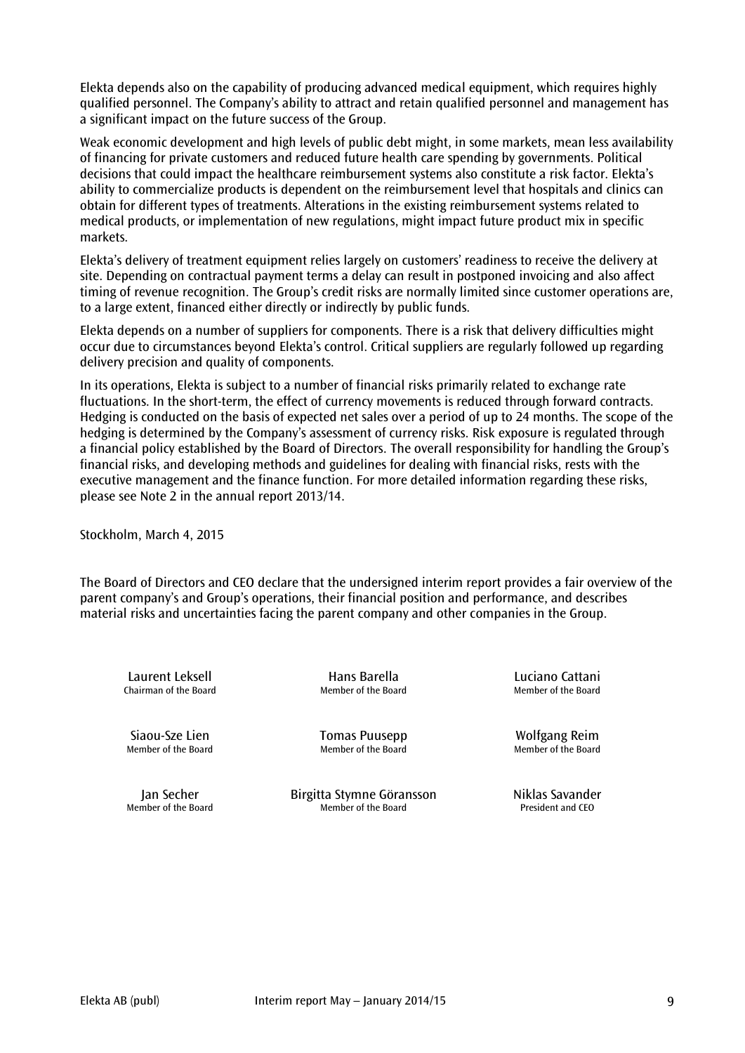Elekta depends also on the capability of producing advanced medical equipment, which requires highly qualified personnel. The Company's ability to attract and retain qualified personnel and management has a significant impact on the future success of the Group.

Weak economic development and high levels of public debt might, in some markets, mean less availability of financing for private customers and reduced future health care spending by governments. Political decisions that could impact the healthcare reimbursement systems also constitute a risk factor. Elekta's ability to commercialize products is dependent on the reimbursement level that hospitals and clinics can obtain for different types of treatments. Alterations in the existing reimbursement systems related to medical products, or implementation of new regulations, might impact future product mix in specific markets.

Elekta's delivery of treatment equipment relies largely on customers' readiness to receive the delivery at site. Depending on contractual payment terms a delay can result in postponed invoicing and also affect timing of revenue recognition. The Group's credit risks are normally limited since customer operations are, to a large extent, financed either directly or indirectly by public funds.

Elekta depends on a number of suppliers for components. There is a risk that delivery difficulties might occur due to circumstances beyond Elekta's control. Critical suppliers are regularly followed up regarding delivery precision and quality of components.

In its operations, Elekta is subject to a number of financial risks primarily related to exchange rate fluctuations. In the short-term, the effect of currency movements is reduced through forward contracts. Hedging is conducted on the basis of expected net sales over a period of up to 24 months. The scope of the hedging is determined by the Company's assessment of currency risks. Risk exposure is regulated through a financial policy established by the Board of Directors. The overall responsibility for handling the Group's financial risks, and developing methods and guidelines for dealing with financial risks, rests with the executive management and the finance function. For more detailed information regarding these risks, please see Note 2 in the annual report 2013/14.

Stockholm, March 4, 2015

The Board of Directors and CEO declare that the undersigned interim report provides a fair overview of the parent company's and Group's operations, their financial position and performance, and describes material risks and uncertainties facing the parent company and other companies in the Group.

| | | |
|---|---|---|
| Laurent Leksell<br>Chairman of the Board | Hans Barella<br>Member of the Board | Luciano Cattani<br>Member of the Board |
| Siaou-Sze Lien<br>Member of the Board | Tomas Puusepp<br>Member of the Board | Wolfgang Reim<br>Member of the Board |
| Jan Secher<br>Member of the Board | Birgitta Stymne Göransson<br>Member of the Board | Niklas Savander<br>President and CEO |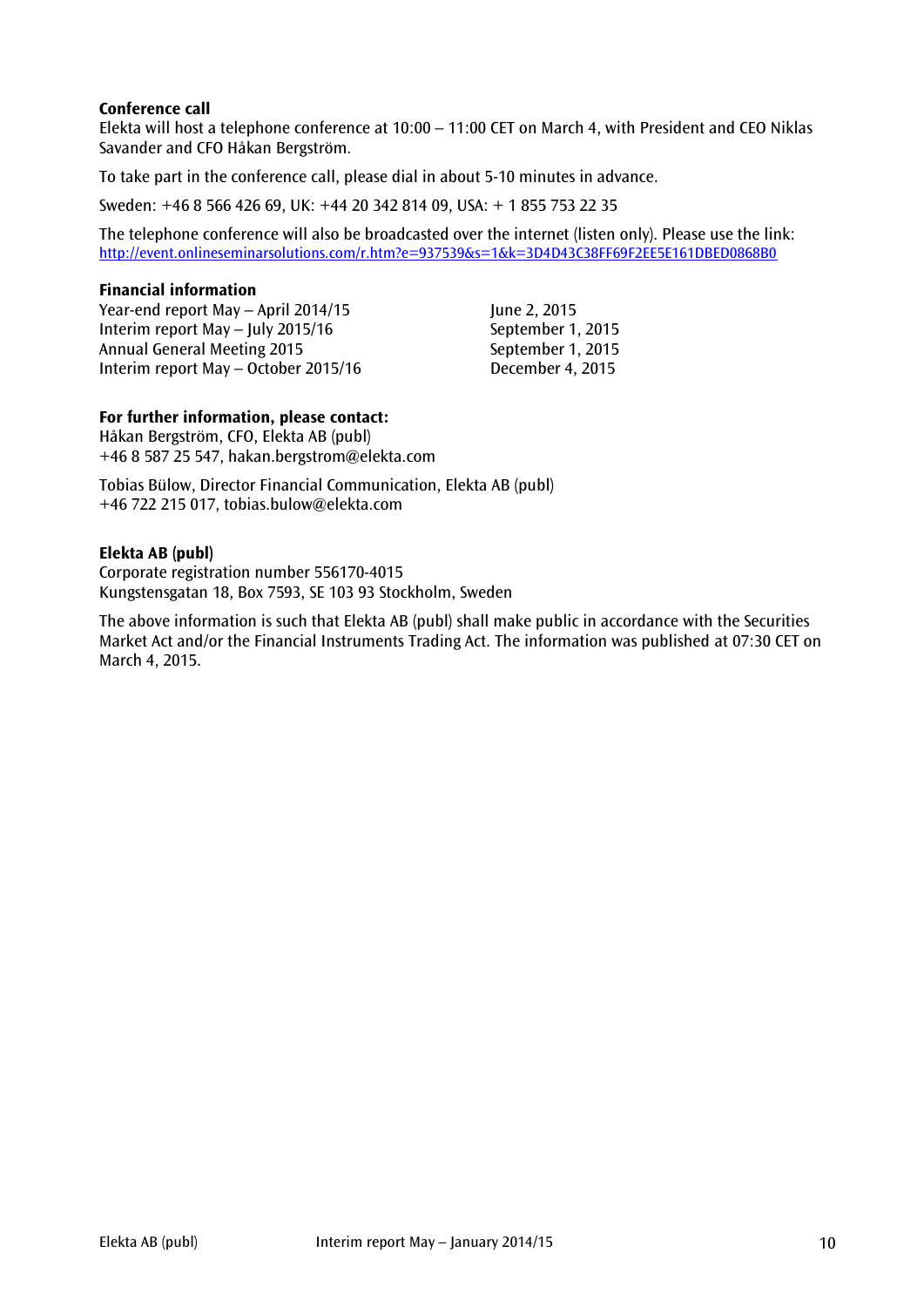**Conference call**

Elekta will host a telephone conference at 10:00 – 11:00 CET on March 4, with President and CEO Niklas Savander and CFO Håkan Bergström.

To take part in the conference call, please dial in about 5-10 minutes in advance.

Sweden: +46 8 566 426 69, UK: +44 20 342 814 09, USA: + 1 855 753 22 35

The telephone conference will also be broadcasted over the internet (listen only). Please use the link:
http://event.onlineseminarsolutions.com/r.htm?e=937539&s=1&k=3D4D43C38FF69F2EE5E161DBED0868B0

**Financial information**

| | |
|---|---|
| Year-end report May – April 2014/15 | June 2, 2015 |
| Interim report May – July 2015/16 | September 1, 2015 |
| Annual General Meeting 2015 | September 1, 2015 |
| Interim report May – October 2015/16 | December 4, 2015 |

**For further information, please contact:**

Håkan Bergström, CFO, Elekta AB (publ)
+46 8 587 25 547, hakan.bergstrom@elekta.com

Tobias Bülow, Director Financial Communication, Elekta AB (publ)
+46 722 215 017, tobias.bulow@elekta.com

**Elekta AB (publ)**

Corporate registration number 556170-4015
Kungstensgatan 18, Box 7593, SE 103 93 Stockholm, Sweden

The above information is such that Elekta AB (publ) shall make public in accordance with the Securities Market Act and/or the Financial Instruments Trading Act. The information was published at 07:30 CET on March 4, 2015.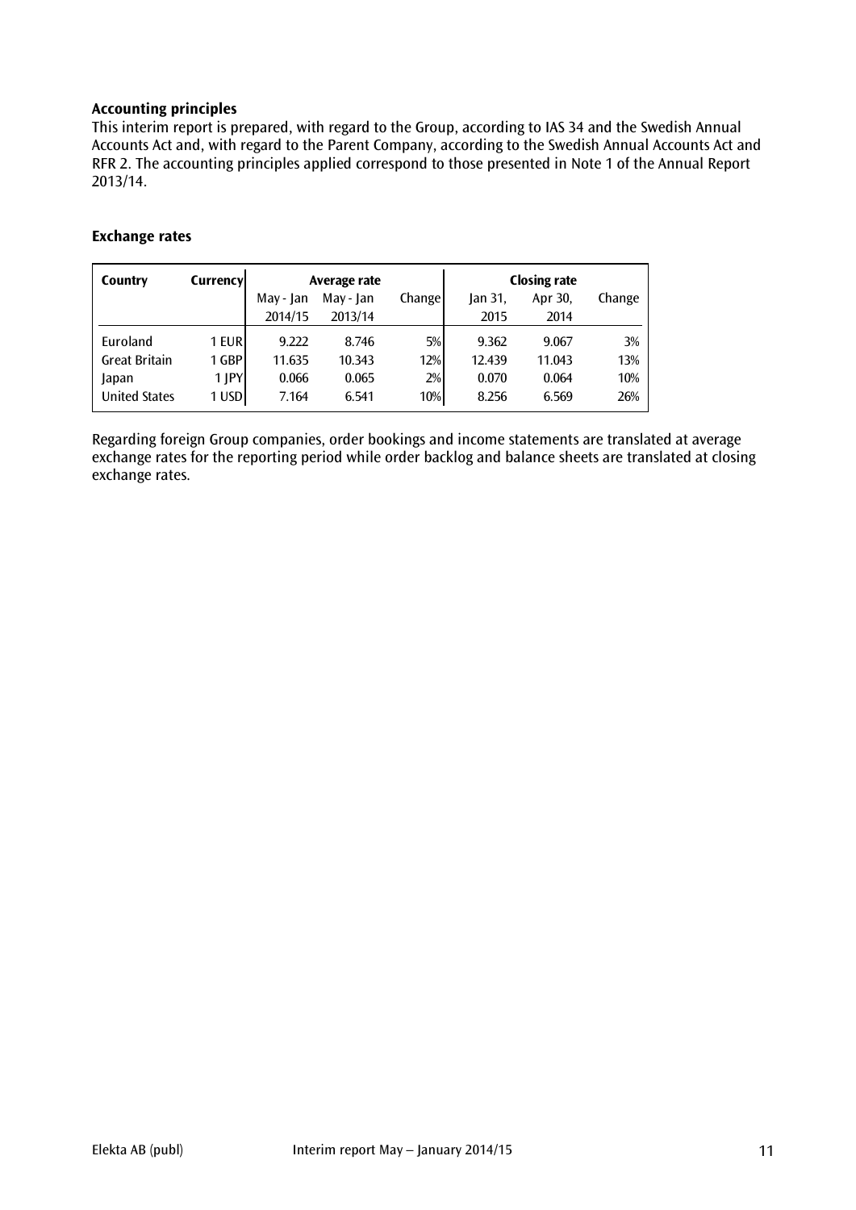### Accounting principles

This interim report is prepared, with regard to the Group, according to IAS 34 and the Swedish Annual Accounts Act and, with regard to the Parent Company, according to the Swedish Annual Accounts Act and RFR 2. The accounting principles applied correspond to those presented in Note 1 of the Annual Report 2013/14.

### Exchange rates

| Country | Currency | Average rate | | | Closing rate | | |
|---|---|---|---|---|---|---|---|
| | | May - Jan 2014/15 | May - Jan 2013/14 | Change | Jan 31, 2015 | Apr 30, 2014 | Change |
| Euroland | 1 EUR | 9.222 | 8.746 | 5% | 9.362 | 9.067 | 3% |
| Great Britain | 1 GBP | 11.635 | 10.343 | 12% | 12.439 | 11.043 | 13% |
| Japan | 1 JPY | 0.066 | 0.065 | 2% | 0.070 | 0.064 | 10% |
| United States | 1 USD | 7.164 | 6.541 | 10% | 8.256 | 6.569 | 26% |

Regarding foreign Group companies, order bookings and income statements are translated at average exchange rates for the reporting period while order backlog and balance sheets are translated at closing exchange rates.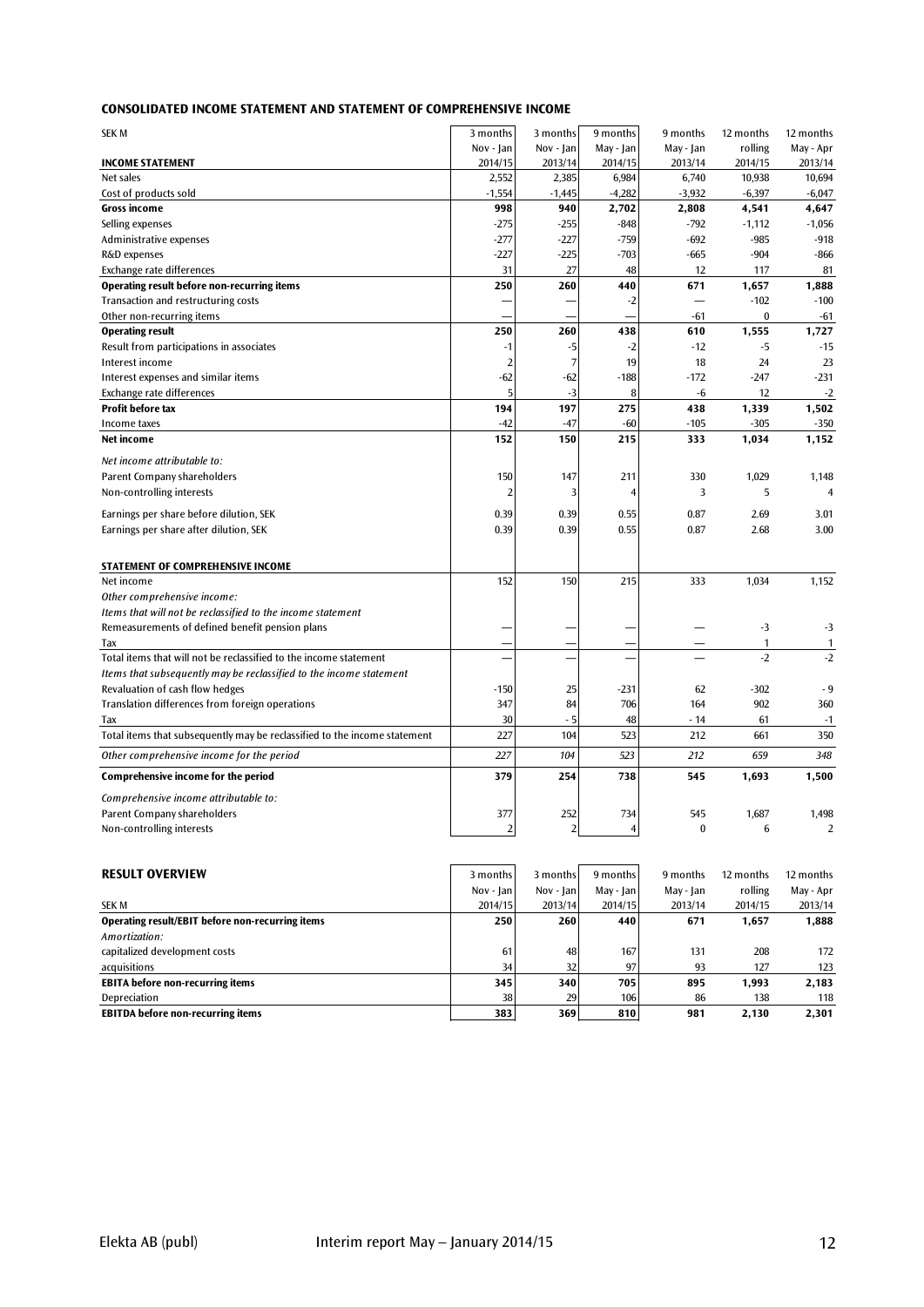## CONSOLIDATED INCOME STATEMENT AND STATEMENT OF COMPREHENSIVE INCOME

| SEK M | 3 months | 3 months | 9 months | 9 months | 12 months | 12 months |
|---|---|---|---|---|---|---|
| | Nov - Jan | Nov - Jan | May - Jan | May - Jan | rolling | May - Apr |
| **INCOME STATEMENT** | 2014/15 | 2013/14 | 2014/15 | 2013/14 | 2014/15 | 2013/14 |
| Net sales | 2,552 | 2,385 | 6,984 | 6,740 | 10,938 | 10,694 |
| Cost of products sold | -1,554 | -1,445 | -4,282 | -3,932 | -6,397 | -6,047 |
| **Gross income** | **998** | **940** | **2,702** | **2,808** | **4,541** | **4,647** |
| Selling expenses | -275 | -255 | -848 | -792 | -1,112 | -1,056 |
| Administrative expenses | -277 | -227 | -759 | -692 | -985 | -918 |
| R&D expenses | -227 | -225 | -703 | -665 | -904 | -866 |
| Exchange rate differences | 31 | 27 | 48 | 12 | 117 | 81 |
| **Operating result before non-recurring items** | **250** | **260** | **440** | **671** | **1,657** | **1,888** |
| Transaction and restructuring costs | — | — | -2 | — | -102 | -100 |
| Other non-recurring items | — | — | — | -61 | 0 | -61 |
| **Operating result** | **250** | **260** | **438** | **610** | **1,555** | **1,727** |
| Result from participations in associates | -1 | -5 | -2 | -12 | -5 | -15 |
| Interest income | 2 | 7 | 19 | 18 | 24 | 23 |
| Interest expenses and similar items | -62 | -62 | -188 | -172 | -247 | -231 |
| Exchange rate differences | 5 | -3 | 8 | -6 | 12 | -2 |
| **Profit before tax** | **194** | **197** | **275** | **438** | **1,339** | **1,502** |
| Income taxes | -42 | -47 | -60 | -105 | -305 | -350 |
| **Net income** | **152** | **150** | **215** | **333** | **1,034** | **1,152** |
| *Net income attributable to:* | | | | | | |
| Parent Company shareholders | 150 | 147 | 211 | 330 | 1,029 | 1,148 |
| Non-controlling interests | 2 | 3 | 4 | 3 | 5 | 4 |
| Earnings per share before dilution, SEK | 0.39 | 0.39 | 0.55 | 0.87 | 2.69 | 3.01 |
| Earnings per share after dilution, SEK | 0.39 | 0.39 | 0.55 | 0.87 | 2.68 | 3.00 |
| | | | | | | |
| **STATEMENT OF COMPREHENSIVE INCOME** | | | | | | |
| Net income | 152 | 150 | 215 | 333 | 1,034 | 1,152 |
| *Other comprehensive income:* | | | | | | |
| *Items that will not be reclassified to the income statement* | | | | | | |
| Remeasurements of defined benefit pension plans | — | — | — | — | -3 | -3 |
| Tax | — | — | — | — | 1 | 1 |
| Total items that will not be reclassified to the income statement | — | — | — | — | -2 | -2 |
| *Items that subsequently may be reclassified to the income statement* | | | | | | |
| Revaluation of cash flow hedges | -150 | 25 | -231 | 62 | -302 | - 9 |
| Translation differences from foreign operations | 347 | 84 | 706 | 164 | 902 | 360 |
| Tax | 30 | - 5 | 48 | - 14 | 61 | -1 |
| Total items that subsequently may be reclassified to the income statement | 227 | 104 | 523 | 212 | 661 | 350 |
| *Other comprehensive income for the period* | *227* | *104* | *523* | *212* | *659* | *348* |
| **Comprehensive income for the period** | **379** | **254** | **738** | **545** | **1,693** | **1,500** |
| *Comprehensive income attributable to:* | | | | | | |
| Parent Company shareholders | 377 | 252 | 734 | 545 | 1,687 | 1,498 |
| Non-controlling interests | 2 | 2 | 4 | 0 | 6 | 2 |

## RESULT OVERVIEW

| | 3 months | 3 months | 9 months | 9 months | 12 months | 12 months |
|---|---|---|---|---|---|---|
| | Nov - Jan | Nov - Jan | May - Jan | May - Jan | rolling | May - Apr |
| SEK M | 2014/15 | 2013/14 | 2014/15 | 2013/14 | 2014/15 | 2013/14 |
| **Operating result/EBIT before non-recurring items** | **250** | **260** | **440** | **671** | **1,657** | **1,888** |
| *Amortization:* | | | | | | |
| capitalized development costs | 61 | 48 | 167 | 131 | 208 | 172 |
| acquisitions | 34 | 32 | 97 | 93 | 127 | 123 |
| **EBITA before non-recurring items** | **345** | **340** | **705** | **895** | **1,993** | **2,183** |
| Depreciation | 38 | 29 | 106 | 86 | 138 | 118 |
| **EBITDA before non-recurring items** | **383** | **369** | **810** | **981** | **2,130** | **2,301** |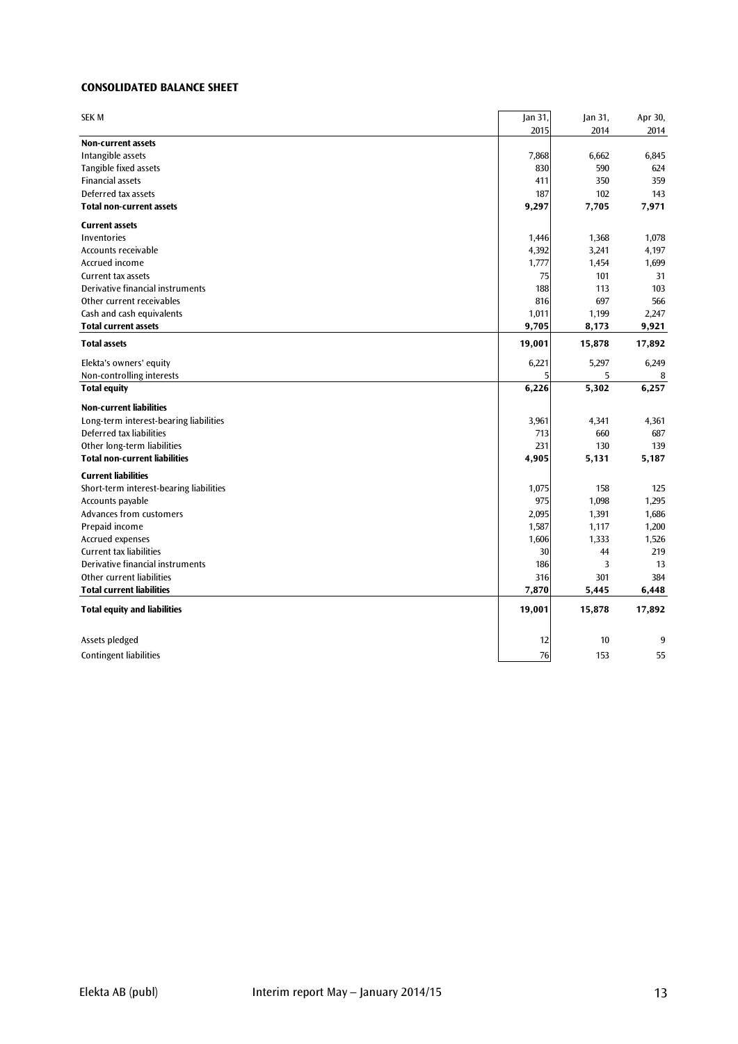### CONSOLIDATED BALANCE SHEET

| SEK M | Jan 31, 2015 | Jan 31, 2014 | Apr 30, 2014 |
|---|---|---|---|
| **Non-current assets** | | | |
| Intangible assets | 7,868 | 6,662 | 6,845 |
| Tangible fixed assets | 830 | 590 | 624 |
| Financial assets | 411 | 350 | 359 |
| Deferred tax assets | 187 | 102 | 143 |
| **Total non-current assets** | **9,297** | **7,705** | **7,971** |
| **Current assets** | | | |
| Inventories | 1,446 | 1,368 | 1,078 |
| Accounts receivable | 4,392 | 3,241 | 4,197 |
| Accrued income | 1,777 | 1,454 | 1,699 |
| Current tax assets | 75 | 101 | 31 |
| Derivative financial instruments | 188 | 113 | 103 |
| Other current receivables | 816 | 697 | 566 |
| Cash and cash equivalents | 1,011 | 1,199 | 2,247 |
| **Total current assets** | **9,705** | **8,173** | **9,921** |
| **Total assets** | **19,001** | **15,878** | **17,892** |
| Elekta's owners' equity | 6,221 | 5,297 | 6,249 |
| Non-controlling interests | 5 | 5 | 8 |
| **Total equity** | **6,226** | **5,302** | **6,257** |
| **Non-current liabilities** | | | |
| Long-term interest-bearing liabilities | 3,961 | 4,341 | 4,361 |
| Deferred tax liabilities | 713 | 660 | 687 |
| Other long-term liabilities | 231 | 130 | 139 |
| **Total non-current liabilities** | **4,905** | **5,131** | **5,187** |
| **Current liabilities** | | | |
| Short-term interest-bearing liabilities | 1,075 | 158 | 125 |
| Accounts payable | 975 | 1,098 | 1,295 |
| Advances from customers | 2,095 | 1,391 | 1,686 |
| Prepaid income | 1,587 | 1,117 | 1,200 |
| Accrued expenses | 1,606 | 1,333 | 1,526 |
| Current tax liabilities | 30 | 44 | 219 |
| Derivative financial instruments | 186 | 3 | 13 |
| Other current liabilities | 316 | 301 | 384 |
| **Total current liabilities** | **7,870** | **5,445** | **6,448** |
| **Total equity and liabilities** | **19,001** | **15,878** | **17,892** |
| Assets pledged | 12 | 10 | 9 |
| Contingent liabilities | 76 | 153 | 55 |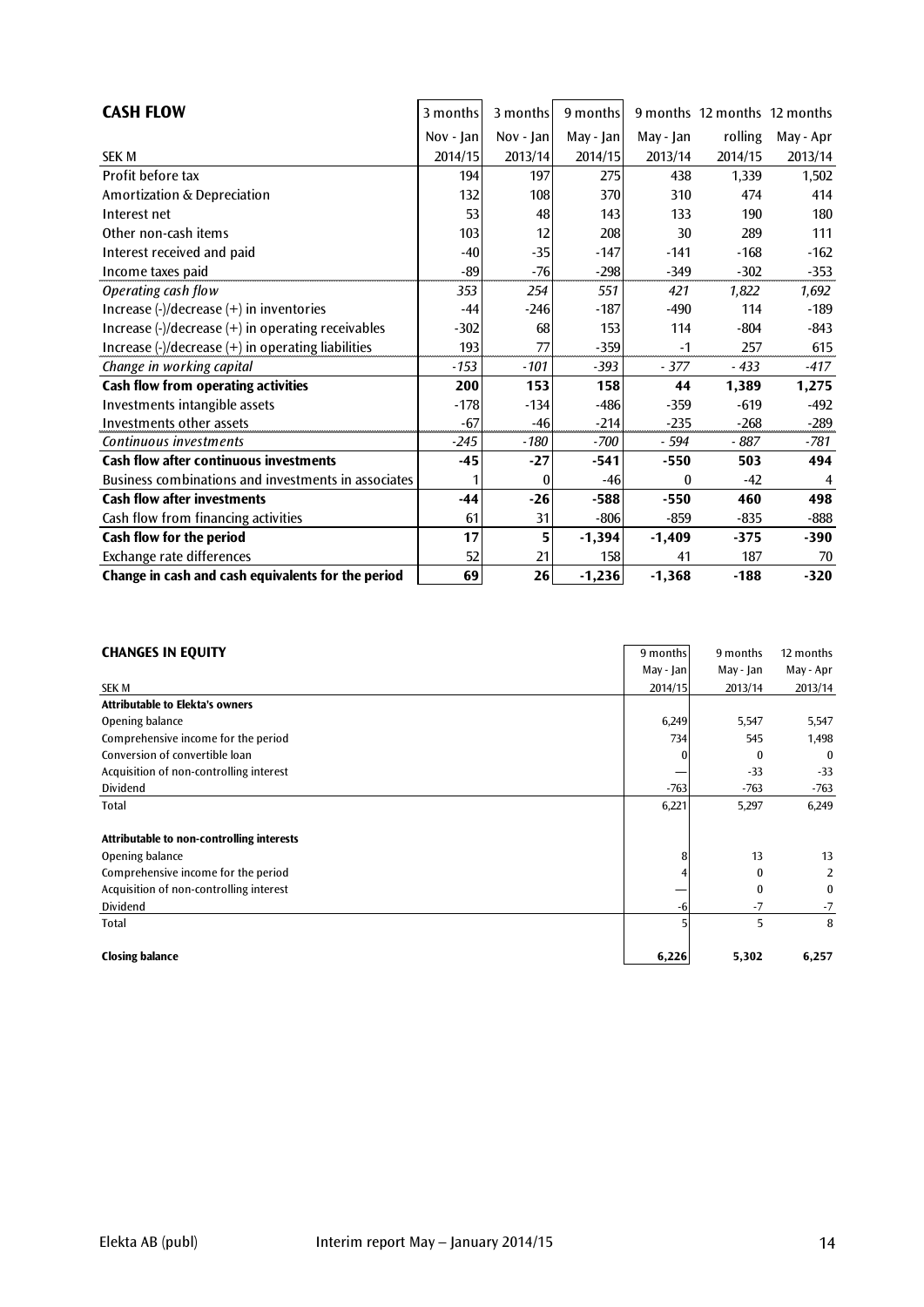## CASH FLOW

| SEK M | 3 months Nov - Jan 2014/15 | 3 months Nov - Jan 2013/14 | 9 months May - Jan 2014/15 | 9 months May - Jan 2013/14 | 12 months rolling 2014/15 | 12 months May - Apr 2013/14 |
|---|---|---|---|---|---|---|
| Profit before tax | 194 | 197 | 275 | 438 | 1,339 | 1,502 |
| Amortization & Depreciation | 132 | 108 | 370 | 310 | 474 | 414 |
| Interest net | 53 | 48 | 143 | 133 | 190 | 180 |
| Other non-cash items | 103 | 12 | 208 | 30 | 289 | 111 |
| Interest received and paid | -40 | -35 | -147 | -141 | -168 | -162 |
| Income taxes paid | -89 | -76 | -298 | -349 | -302 | -353 |
| *Operating cash flow* | *353* | *254* | *551* | *421* | *1,822* | *1,692* |
| Increase (-)/decrease (+) in inventories | -44 | -246 | -187 | -490 | 114 | -189 |
| Increase (-)/decrease (+) in operating receivables | -302 | 68 | 153 | 114 | -804 | -843 |
| Increase (-)/decrease (+) in operating liabilities | 193 | 77 | -359 | -1 | 257 | 615 |
| *Change in working capital* | *-153* | *-101* | *-393* | *- 377* | *- 433* | *-417* |
| **Cash flow from operating activities** | **200** | **153** | **158** | **44** | **1,389** | **1,275** |
| Investments intangible assets | -178 | -134 | -486 | -359 | -619 | -492 |
| Investments other assets | -67 | -46 | -214 | -235 | -268 | -289 |
| *Continuous investments* | *-245* | *-180* | *-700* | *- 594* | *- 887* | *-781* |
| **Cash flow after continuous investments** | **-45** | **-27** | **-541** | **-550** | **503** | **494** |
| Business combinations and investments in associates | 1 | 0 | -46 | 0 | -42 | 4 |
| **Cash flow after investments** | **-44** | **-26** | **-588** | **-550** | **460** | **498** |
| Cash flow from financing activities | 61 | 31 | -806 | -859 | -835 | -888 |
| **Cash flow for the period** | **17** | **5** | **-1,394** | **-1,409** | **-375** | **-390** |
| Exchange rate differences | 52 | 21 | 158 | 41 | 187 | 70 |
| **Change in cash and cash equivalents for the period** | **69** | **26** | **-1,236** | **-1,368** | **-188** | **-320** |

## CHANGES IN EQUITY

| SEK M | 9 months May - Jan 2014/15 | 9 months May - Jan 2013/14 | 12 months May - Apr 2013/14 |
|---|---|---|---|
| **Attributable to Elekta's owners** | | | |
| Opening balance | 6,249 | 5,547 | 5,547 |
| Comprehensive income for the period | 734 | 545 | 1,498 |
| Conversion of convertible loan | 0 | 0 | 0 |
| Acquisition of non-controlling interest | — | -33 | -33 |
| Dividend | -763 | -763 | -763 |
| Total | 6,221 | 5,297 | 6,249 |
| | | | |
| **Attributable to non-controlling interests** | | | |
| Opening balance | 8 | 13 | 13 |
| Comprehensive income for the period | 4 | 0 | 2 |
| Acquisition of non-controlling interest | — | 0 | 0 |
| Dividend | -6 | -7 | -7 |
| Total | 5 | 5 | 8 |
| | | | |
| **Closing balance** | **6,226** | **5,302** | **6,257** |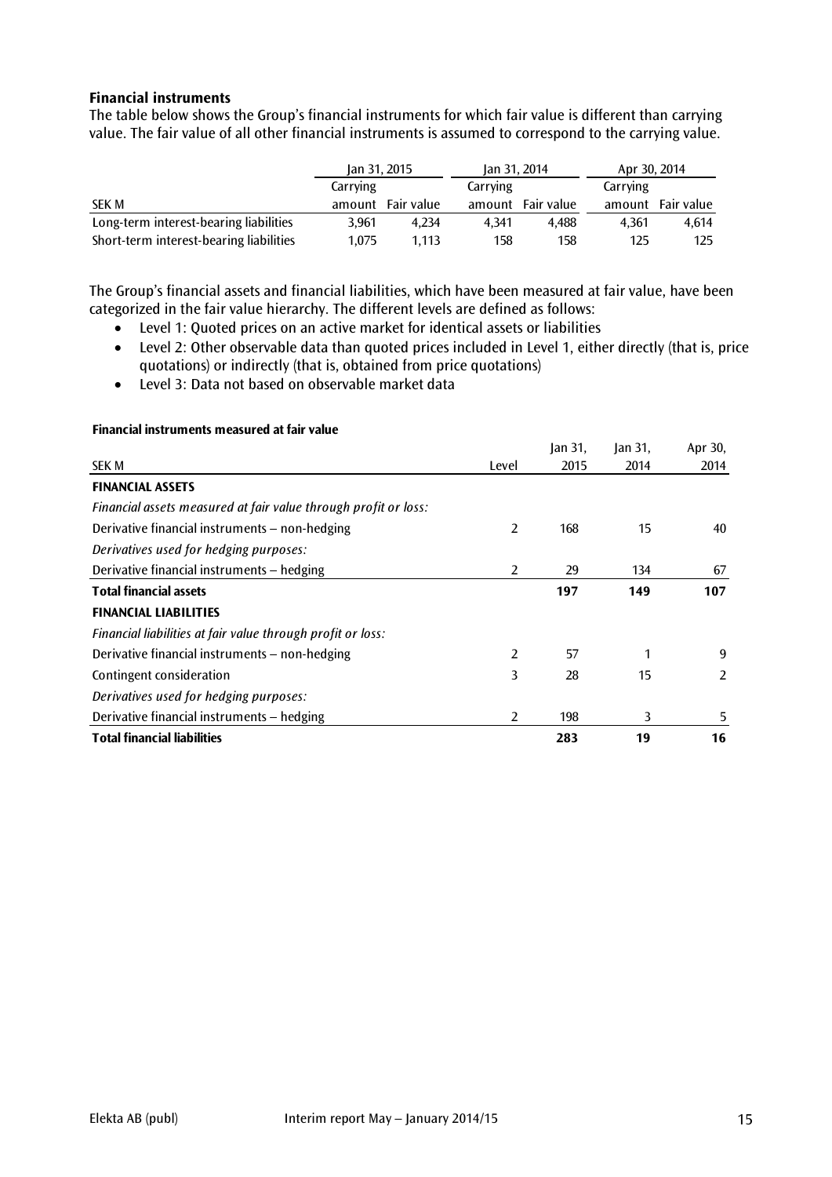### Financial instruments

The table below shows the Group's financial instruments for which fair value is different than carrying value. The fair value of all other financial instruments is assumed to correspond to the carrying value.

| | Jan 31, 2015 | | Jan 31, 2014 | | Apr 30, 2014 | |
|---|---|---|---|---|---|---|
| SEK M | Carrying amount | Fair value | Carrying amount | Fair value | Carrying amount | Fair value |
| Long-term interest-bearing liabilities | 3,961 | 4,234 | 4,341 | 4,488 | 4,361 | 4,614 |
| Short-term interest-bearing liabilities | 1,075 | 1,113 | 158 | 158 | 125 | 125 |

The Group's financial assets and financial liabilities, which have been measured at fair value, have been categorized in the fair value hierarchy. The different levels are defined as follows:

- Level 1: Quoted prices on an active market for identical assets or liabilities
- Level 2: Other observable data than quoted prices included in Level 1, either directly (that is, price quotations) or indirectly (that is, obtained from price quotations)
- Level 3: Data not based on observable market data

**Financial instruments measured at fair value**

| SEK M | Level | Jan 31, 2015 | Jan 31, 2014 | Apr 30, 2014 |
|---|---|---|---|---|
| **FINANCIAL ASSETS** | | | | |
| *Financial assets measured at fair value through profit or loss:* | | | | |
| Derivative financial instruments – non-hedging | 2 | 168 | 15 | 40 |
| *Derivatives used for hedging purposes:* | | | | |
| Derivative financial instruments – hedging | 2 | 29 | 134 | 67 |
| **Total financial assets** | | **197** | **149** | **107** |
| **FINANCIAL LIABILITIES** | | | | |
| *Financial liabilities at fair value through profit or loss:* | | | | |
| Derivative financial instruments – non-hedging | 2 | 57 | 1 | 9 |
| Contingent consideration | 3 | 28 | 15 | 2 |
| *Derivatives used for hedging purposes:* | | | | |
| Derivative financial instruments – hedging | 2 | 198 | 3 | 5 |
| **Total financial liabilities** | | **283** | **19** | **16** |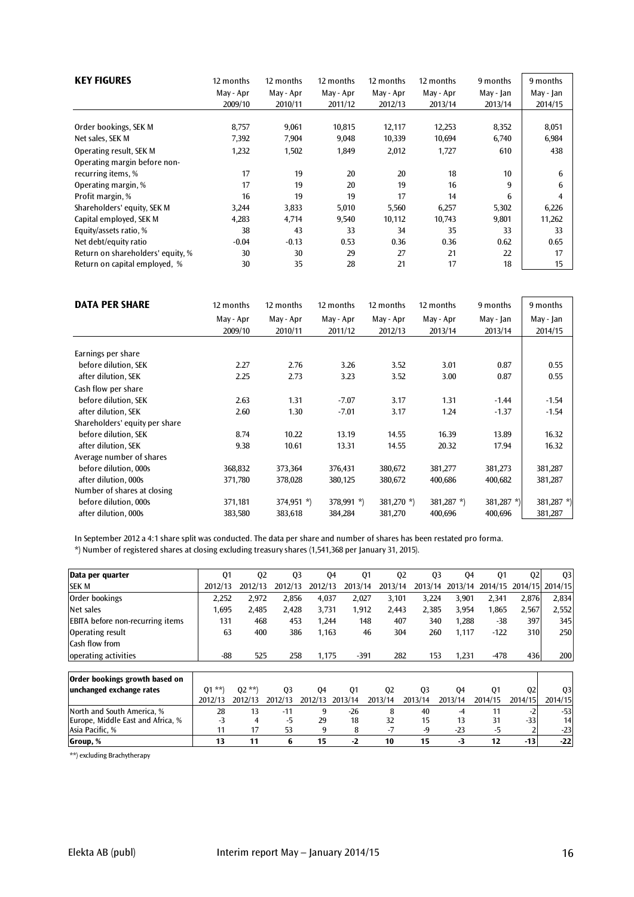## KEY FIGURES

| KEY FIGURES | 12 months May - Apr 2009/10 | 12 months May - Apr 2010/11 | 12 months May - Apr 2011/12 | 12 months May - Apr 2012/13 | 12 months May - Apr 2013/14 | 9 months May - Jan 2013/14 | 9 months May - Jan 2014/15 |
|---|---|---|---|---|---|---|---|
| Order bookings, SEK M | 8,757 | 9,061 | 10,815 | 12,117 | 12,253 | 8,352 | 8,051 |
| Net sales, SEK M | 7,392 | 7,904 | 9,048 | 10,339 | 10,694 | 6,740 | 6,984 |
| Operating result, SEK M | 1,232 | 1,502 | 1,849 | 2,012 | 1,727 | 610 | 438 |
| Operating margin before non-recurring items, % | 17 | 19 | 20 | 20 | 18 | 10 | 6 |
| Operating margin, % | 17 | 19 | 20 | 19 | 16 | 9 | 6 |
| Profit margin, % | 16 | 19 | 19 | 17 | 14 | 6 | 4 |
| Shareholders' equity, SEK M | 3,244 | 3,833 | 5,010 | 5,560 | 6,257 | 5,302 | 6,226 |
| Capital employed, SEK M | 4,283 | 4,714 | 9,540 | 10,112 | 10,743 | 9,801 | 11,262 |
| Equity/assets ratio, % | 38 | 43 | 33 | 34 | 35 | 33 | 33 |
| Net debt/equity ratio | -0.04 | -0.13 | 0.53 | 0.36 | 0.36 | 0.62 | 0.65 |
| Return on shareholders' equity, % | 30 | 30 | 29 | 27 | 21 | 22 | 17 |
| Return on capital employed, % | 30 | 35 | 28 | 21 | 17 | 18 | 15 |

## DATA PER SHARE

| DATA PER SHARE | 12 months May - Apr 2009/10 | 12 months May - Apr 2010/11 | 12 months May - Apr 2011/12 | 12 months May - Apr 2012/13 | 12 months May - Apr 2013/14 | 9 months May - Jan 2013/14 | 9 months May - Jan 2014/15 |
|---|---|---|---|---|---|---|---|
| Earnings per share | | | | | | | |
| before dilution, SEK | 2.27 | 2.76 | 3.26 | 3.52 | 3.01 | 0.87 | 0.55 |
| after dilution, SEK | 2.25 | 2.73 | 3.23 | 3.52 | 3.00 | 0.87 | 0.55 |
| Cash flow per share | | | | | | | |
| before dilution, SEK | 2.63 | 1.31 | -7.07 | 3.17 | 1.31 | -1.44 | -1.54 |
| after dilution, SEK | 2.60 | 1.30 | -7.01 | 3.17 | 1.24 | -1.37 | -1.54 |
| Shareholders' equity per share | | | | | | | |
| before dilution, SEK | 8.74 | 10.22 | 13.19 | 14.55 | 16.39 | 13.89 | 16.32 |
| after dilution, SEK | 9.38 | 10.61 | 13.31 | 14.55 | 20.32 | 17.94 | 16.32 |
| Average number of shares | | | | | | | |
| before dilution, 000s | 368,832 | 373,364 | 376,431 | 380,672 | 381,277 | 381,273 | 381,287 |
| after dilution, 000s | 371,780 | 378,028 | 380,125 | 380,672 | 400,686 | 400,682 | 381,287 |
| Number of shares at closing | | | | | | | |
| before dilution, 000s | 371,181 | 374,951 *) | 378,991 *) | 381,270 *) | 381,287 *) | 381,287 *) | 381,287 *) |
| after dilution, 000s | 383,580 | 383,618 | 384,284 | 381,270 | 400,696 | 400,696 | 381,287 |

In September 2012 a 4:1 share split was conducted. The data per share and number of shares has been restated pro forma.

*) Number of registered shares at closing excluding treasury shares (1,541,368 per January 31, 2015).

| Data per quarter SEK M | Q1 2012/13 | Q2 2012/13 | Q3 2012/13 | Q4 2012/13 | Q1 2013/14 | Q2 2013/14 | Q3 2013/14 | Q4 2013/14 | Q1 2014/15 | Q2 2014/15 | Q3 2014/15 |
|---|---|---|---|---|---|---|---|---|---|---|---|
| Order bookings | 2,252 | 2,972 | 2,856 | 4,037 | 2,027 | 3,101 | 3,224 | 3,901 | 2,341 | 2,876 | 2,834 |
| Net sales | 1,695 | 2,485 | 2,428 | 3,731 | 1,912 | 2,443 | 2,385 | 3,954 | 1,865 | 2,567 | 2,552 |
| EBITA before non-recurring items | 131 | 468 | 453 | 1,244 | 148 | 407 | 340 | 1,288 | -38 | 397 | 345 |
| Operating result | 63 | 400 | 386 | 1,163 | 46 | 304 | 260 | 1,117 | -122 | 310 | 250 |
| Cash flow from operating activities | -88 | 525 | 258 | 1,175 | -391 | 282 | 153 | 1,231 | -478 | 436 | 200 |

| Order bookings growth based on unchanged exchange rates | Q1 **) 2012/13 | Q2 **) 2012/13 | Q3 2012/13 | Q4 2012/13 | Q1 2013/14 | Q2 2013/14 | Q3 2013/14 | Q4 2013/14 | Q1 2014/15 | Q2 2014/15 | Q3 2014/15 |
|---|---|---|---|---|---|---|---|---|---|---|---|
| North and South America, % | 28 | 13 | -11 | 9 | -26 | 8 | 40 | -4 | 11 | -2 | -53 |
| Europe, Middle East and Africa, % | -3 | 4 | -5 | 29 | 18 | 32 | 15 | 13 | 31 | -33 | 14 |
| Asia Pacific, % | 11 | 17 | 53 | 9 | 8 | -7 | -9 | -23 | -5 | 2 | -23 |
| **Group, %** | **13** | **11** | **6** | **15** | **-2** | **10** | **15** | **-3** | **12** | **-13** | **-22** |

**) excluding Brachytherapy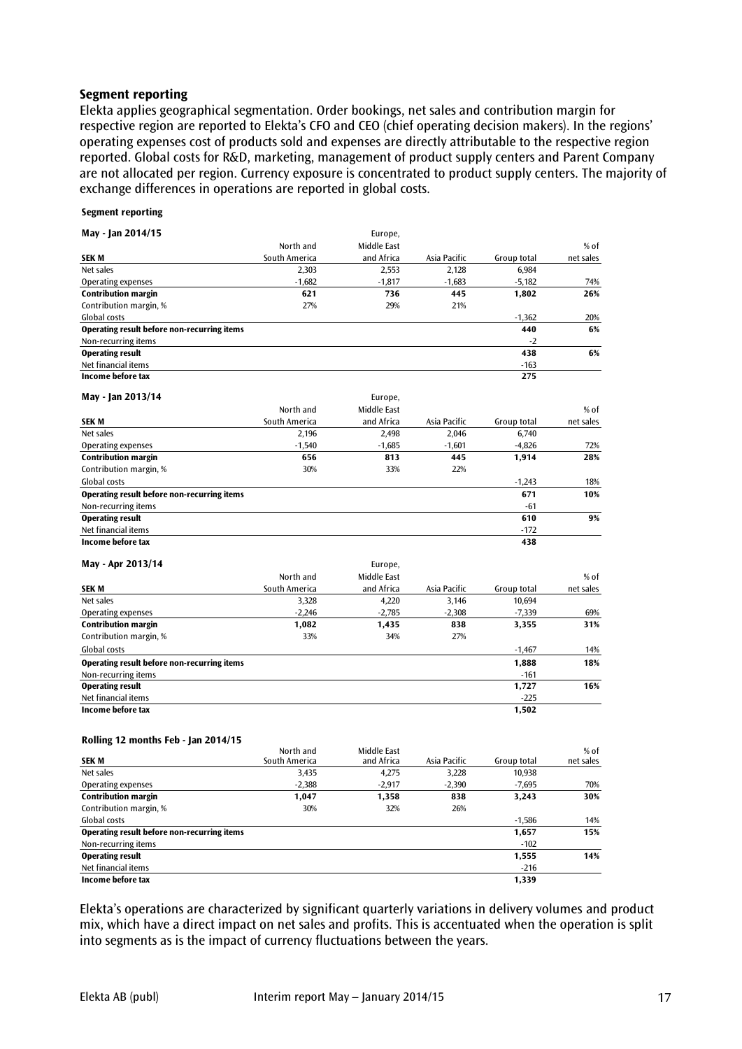## Segment reporting

Elekta applies geographical segmentation. Order bookings, net sales and contribution margin for respective region are reported to Elekta's CFO and CEO (chief operating decision makers). In the regions' operating expenses cost of products sold and expenses are directly attributable to the respective region reported. Global costs for R&D, marketing, management of product supply centers and Parent Company are not allocated per region. Currency exposure is concentrated to product supply centers. The majority of exchange differences in operations are reported in global costs.

**Segment reporting**

**May - Jan 2014/15**

| SEK M | North and South America | Europe, Middle East and Africa | Asia Pacific | Group total | % of net sales |
|---|---|---|---|---|---|
| Net sales | 2,303 | 2,553 | 2,128 | 6,984 | |
| Operating expenses | -1,682 | -1,817 | -1,683 | -5,182 | 74% |
| **Contribution margin** | **621** | **736** | **445** | **1,802** | **26%** |
| Contribution margin, % | 27% | 29% | 21% | | |
| Global costs | | | | -1,362 | 20% |
| **Operating result before non-recurring items** | | | | **440** | **6%** |
| Non-recurring items | | | | -2 | |
| **Operating result** | | | | **438** | **6%** |
| Net financial items | | | | -163 | |
| **Income before tax** | | | | **275** | |

**May - Jan 2013/14**

| SEK M | North and South America | Europe, Middle East and Africa | Asia Pacific | Group total | % of net sales |
|---|---|---|---|---|---|
| Net sales | 2,196 | 2,498 | 2,046 | 6,740 | |
| Operating expenses | -1,540 | -1,685 | -1,601 | -4,826 | 72% |
| **Contribution margin** | **656** | **813** | **445** | **1,914** | **28%** |
| Contribution margin, % | 30% | 33% | 22% | | |
| Global costs | | | | -1,243 | 18% |
| **Operating result before non-recurring items** | | | | **671** | **10%** |
| Non-recurring items | | | | -61 | |
| **Operating result** | | | | **610** | **9%** |
| Net financial items | | | | -172 | |
| **Income before tax** | | | | **438** | |

**May - Apr 2013/14**

| SEK M | North and South America | Europe, Middle East and Africa | Asia Pacific | Group total | % of net sales |
|---|---|---|---|---|---|
| Net sales | 3,328 | 4,220 | 3,146 | 10,694 | |
| Operating expenses | -2,246 | -2,785 | -2,308 | -7,339 | 69% |
| **Contribution margin** | **1,082** | **1,435** | **838** | **3,355** | **31%** |
| Contribution margin, % | 33% | 34% | 27% | | |
| Global costs | | | | -1,467 | 14% |
| **Operating result before non-recurring items** | | | | **1,888** | **18%** |
| Non-recurring items | | | | -161 | |
| **Operating result** | | | | **1,727** | **16%** |
| Net financial items | | | | -225 | |
| **Income before tax** | | | | **1,502** | |

**Rolling 12 months Feb - Jan 2014/15**

| SEK M | North and South America | Middle East and Africa | Asia Pacific | Group total | % of net sales |
|---|---|---|---|---|---|
| Net sales | 3,435 | 4,275 | 3,228 | 10,938 | |
| Operating expenses | -2,388 | -2,917 | -2,390 | -7,695 | 70% |
| **Contribution margin** | **1,047** | **1,358** | **838** | **3,243** | **30%** |
| Contribution margin, % | 30% | 32% | 26% | | |
| Global costs | | | | -1,586 | 14% |
| **Operating result before non-recurring items** | | | | **1,657** | **15%** |
| Non-recurring items | | | | -102 | |
| **Operating result** | | | | **1,555** | **14%** |
| Net financial items | | | | -216 | |
| **Income before tax** | | | | **1,339** | |

Elekta's operations are characterized by significant quarterly variations in delivery volumes and product mix, which have a direct impact on net sales and profits. This is accentuated when the operation is split into segments as is the impact of currency fluctuations between the years.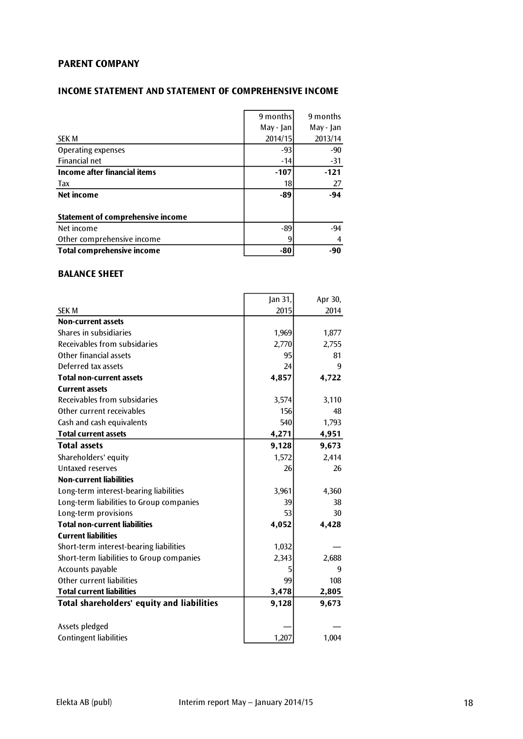## PARENT COMPANY

### INCOME STATEMENT AND STATEMENT OF COMPREHENSIVE INCOME

| SEK M | 9 months May - Jan 2014/15 | 9 months May - Jan 2013/14 |
|---|---|---|
| Operating expenses | -93 | -90 |
| Financial net | -14 | -31 |
| **Income after financial items** | **-107** | **-121** |
| Tax | 18 | 27 |
| **Net income** | **-89** | **-94** |
| | | |
| **Statement of comprehensive income** | | |
| Net income | -89 | -94 |
| Other comprehensive income | 9 | 4 |
| **Total comprehensive income** | **-80** | **-90** |

### BALANCE SHEET

| SEK M | Jan 31, 2015 | Apr 30, 2014 |
|---|---|---|
| **Non-current assets** | | |
| Shares in subsidiaries | 1,969 | 1,877 |
| Receivables from subsidaries | 2,770 | 2,755 |
| Other financial assets | 95 | 81 |
| Deferred tax assets | 24 | 9 |
| **Total non-current assets** | **4,857** | **4,722** |
| **Current assets** | | |
| Receivables from subsidaries | 3,574 | 3,110 |
| Other current receivables | 156 | 48 |
| Cash and cash equivalents | 540 | 1,793 |
| **Total current assets** | **4,271** | **4,951** |
| **Total assets** | **9,128** | **9,673** |
| Shareholders' equity | 1,572 | 2,414 |
| Untaxed reserves | 26 | 26 |
| **Non-current liabilities** | | |
| Long-term interest-bearing liabilities | 3,961 | 4,360 |
| Long-term liabilities to Group companies | 39 | 38 |
| Long-term provisions | 53 | 30 |
| **Total non-current liabilities** | **4,052** | **4,428** |
| **Current liabilities** | | |
| Short-term interest-bearing liabilities | 1,032 | — |
| Short-term liabilities to Group companies | 2,343 | 2,688 |
| Accounts payable | 5 | 9 |
| Other current liabilities | 99 | 108 |
| **Total current liabilities** | **3,478** | **2,805** |
| **Total shareholders' equity and liabilities** | **9,128** | **9,673** |
| | | |
| Assets pledged | — | — |
| Contingent liabilities | 1,207 | 1,004 |